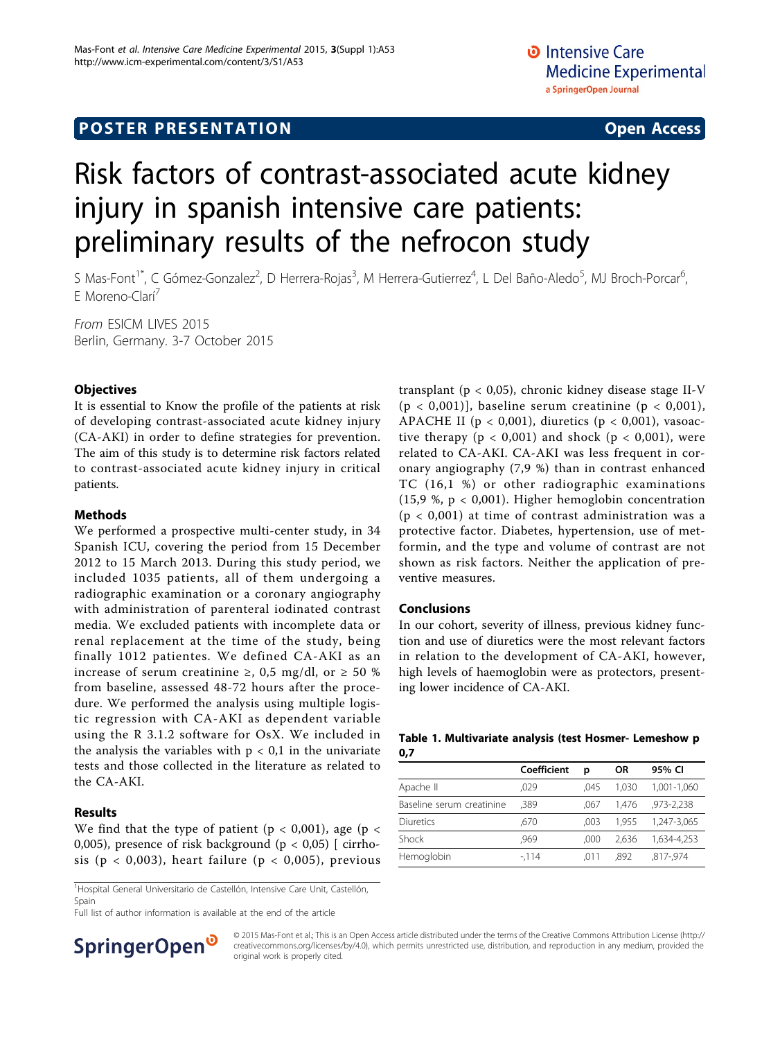POSTER PRESENTATION

Open Access

# Risk factors of contrast-associated acute kidney injury in spanish intensive care patients: preliminary results of the nefrocon study

S Mas-Font[1*], C Gómez-Gonzalez[2], D Herrera-Rojas[3], M Herrera-Gutierrez[4], L Del Baño-Aledo[5], MJ Broch-Porcar[6], E Moreno-Clarí[7]

*From* ESICM LIVES 2015
Berlin, Germany. 3-7 October 2015

## Objectives

It is essential to Know the profile of the patients at risk of developing contrast-associated acute kidney injury (CA-AKI) in order to define strategies for prevention. The aim of this study is to determine risk factors related to contrast-associated acute kidney injury in critical patients.

## Methods

We performed a prospective multi-center study, in 34 Spanish ICU, covering the period from 15 December 2012 to 15 March 2013. During this study period, we included 1035 patients, all of them undergoing a radiographic examination or a coronary angiography with administration of parenteral iodinated contrast media. We excluded patients with incomplete data or renal replacement at the time of the study, being finally 1012 patientes. We defined CA-AKI as an increase of serum creatinine ≥, 0,5 mg/dl, or ≥ 50 % from baseline, assessed 48-72 hours after the procedure. We performed the analysis using multiple logistic regression with CA-AKI as dependent variable using the R 3.1.2 software for OsX. We included in the analysis the variables with $p < 0,1$ in the univariate tests and those collected in the literature as related to the CA-AKI.

## Results

We find that the type of patient ($p < 0,001$), age ($p < 0,005$), presence of risk background ($p < 0,05$) [ cirrhosis ($p < 0,003$), heart failure ($p < 0,005$), previous transplant ($p < 0,05$), chronic kidney disease stage II-V ($p < 0,001$)], baseline serum creatinine ($p < 0,001$), APACHE II ($p < 0,001$), diuretics ($p < 0,001$), vasoactive therapy ($p < 0,001$) and shock ($p < 0,001$), were related to CA-AKI. CA-AKI was less frequent in coronary angiography (7,9 %) than in contrast enhanced TC (16,1 %) or other radiographic examinations (15,9 %, $p < 0,001$). Higher hemoglobin concentration ($p < 0,001$) at time of contrast administration was a protective factor. Diabetes, hypertension, use of metformin, and the type and volume of contrast are not shown as risk factors. Neither the application of preventive measures.

## Conclusions

In our cohort, severity of illness, previous kidney function and use of diuretics were the most relevant factors in relation to the development of CA-AKI, however, high levels of haemoglobin were as protectors, presenting lower incidence of CA-AKI.

**Table 1. Multivariate analysis (test Hosmer- Lemeshow p 0,7**

| | Coefficient | p | OR | 95% CI |
|---|---|---|---|---|
| Apache II | ,029 | ,045 | 1,030 | 1,001-1,060 |
| Baseline serum creatinine | ,389 | ,067 | 1,476 | ,973-2,238 |
| Diuretics | ,670 | ,003 | 1,955 | 1,247-3,065 |
| Shock | ,969 | ,000 | 2,636 | 1,634-4,253 |
| Hemoglobin | -,114 | ,011 | ,892 | ,817-,974 |

[1]Hospital General Universitario de Castellón, Intensive Care Unit, Castellón, Spain
Full list of author information is available at the end of the article

© 2015 Mas-Font et al.; This is an Open Access article distributed under the terms of the Creative Commons Attribution License (http://creativecommons.org/licenses/by/4.0), which permits unrestricted use, distribution, and reproduction in any medium, provided the original work is properly cited.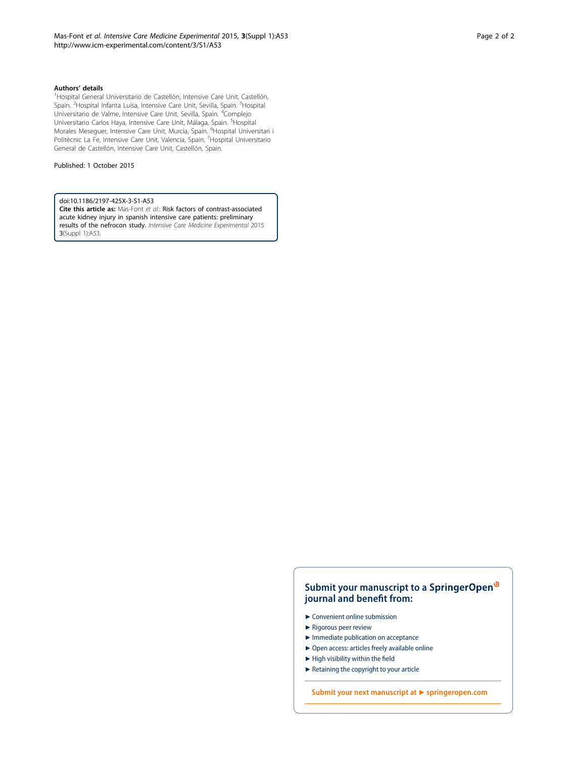### Authors' details

[1]Hospital General Universitario de Castellón, Intensive Care Unit, Castellón, Spain. [2]Hospital Infanta Luisa, Intensive Care Unit, Sevilla, Spain. [3]Hospital Universitario de Valme, Intensive Care Unit, Sevilla, Spain. [4]Complejo Universitario Carlos Haya, Intensive Care Unit, Málaga, Spain. [5]Hospital Morales Meseguer, Intensive Care Unit, Murcia, Spain. [6]Hospital Universitari i Politècnic La Fe, Intensive Care Unit, Valencia, Spain. [7]Hospital Universitario General de Castellón, Intensive Care Unit, Castellón, Spain.

Published: 1 October 2015

doi:10.1186/2197-425X-3-S1-A53

**Cite this article as:** Mas-Font *et al.*: Risk factors of contrast-associated acute kidney injury in spanish intensive care patients: preliminary results of the nefrocon study. *Intensive Care Medicine Experimental* 2015 **3**(Suppl 1):A53.

**Submit your manuscript to a SpringerOpen journal and benefit from:**

- ► Convenient online submission
- ► Rigorous peer review
- ► Immediate publication on acceptance
- ► Open access: articles freely available online
- ► High visibility within the field
- ► Retaining the copyright to your article

**Submit your next manuscript at ► springeropen.com**